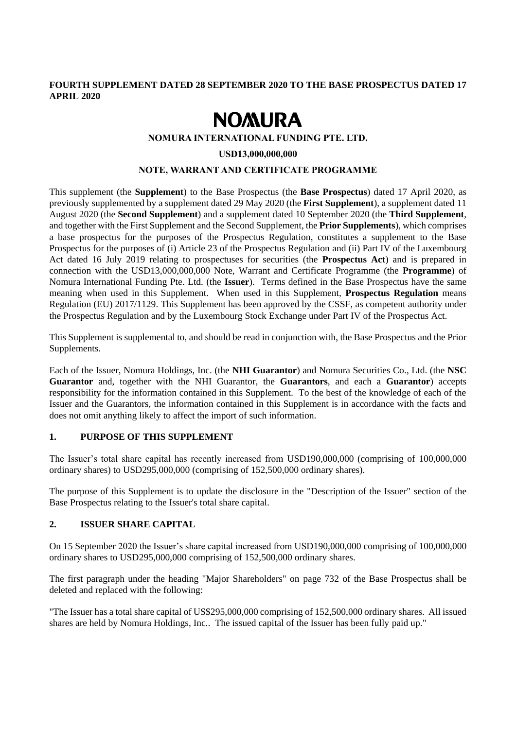**FOURTH SUPPLEMENT DATED 28 SEPTEMBER 2020 TO THE BASE PROSPECTUS DATED 17 APRIL 2020**

# NOMURA

**NOMURA INTERNATIONAL FUNDING PTE. LTD.**

**USD13,000,000,000**

**NOTE, WARRANT AND CERTIFICATE PROGRAMME**

This supplement (the **Supplement**) to the Base Prospectus (the **Base Prospectus**) dated 17 April 2020, as previously supplemented by a supplement dated 29 May 2020 (the **First Supplement**), a supplement dated 11 August 2020 (the **Second Supplement**) and a supplement dated 10 September 2020 (the **Third Supplement**, and together with the First Supplement and the Second Supplement, the **Prior Supplements**), which comprises a base prospectus for the purposes of the Prospectus Regulation, constitutes a supplement to the Base Prospectus for the purposes of (i) Article 23 of the Prospectus Regulation and (ii) Part IV of the Luxembourg Act dated 16 July 2019 relating to prospectuses for securities (the **Prospectus Act**) and is prepared in connection with the USD13,000,000,000 Note, Warrant and Certificate Programme (the **Programme**) of Nomura International Funding Pte. Ltd. (the **Issuer**). Terms defined in the Base Prospectus have the same meaning when used in this Supplement. When used in this Supplement, **Prospectus Regulation** means Regulation (EU) 2017/1129. This Supplement has been approved by the CSSF, as competent authority under the Prospectus Regulation and by the Luxembourg Stock Exchange under Part IV of the Prospectus Act.

This Supplement is supplemental to, and should be read in conjunction with, the Base Prospectus and the Prior Supplements.

Each of the Issuer, Nomura Holdings, Inc. (the **NHI Guarantor**) and Nomura Securities Co., Ltd. (the **NSC Guarantor** and, together with the NHI Guarantor, the **Guarantors**, and each a **Guarantor**) accepts responsibility for the information contained in this Supplement. To the best of the knowledge of each of the Issuer and the Guarantors, the information contained in this Supplement is in accordance with the facts and does not omit anything likely to affect the import of such information.

## 1. PURPOSE OF THIS SUPPLEMENT

The Issuer's total share capital has recently increased from USD190,000,000 (comprising of 100,000,000 ordinary shares) to USD295,000,000 (comprising of 152,500,000 ordinary shares).

The purpose of this Supplement is to update the disclosure in the "Description of the Issuer" section of the Base Prospectus relating to the Issuer's total share capital.

## 2. ISSUER SHARE CAPITAL

On 15 September 2020 the Issuer's share capital increased from USD190,000,000 comprising of 100,000,000 ordinary shares to USD295,000,000 comprising of 152,500,000 ordinary shares.

The first paragraph under the heading "Major Shareholders" on page 732 of the Base Prospectus shall be deleted and replaced with the following:

"The Issuer has a total share capital of US$295,000,000 comprising of 152,500,000 ordinary shares. All issued shares are held by Nomura Holdings, Inc.. The issued capital of the Issuer has been fully paid up."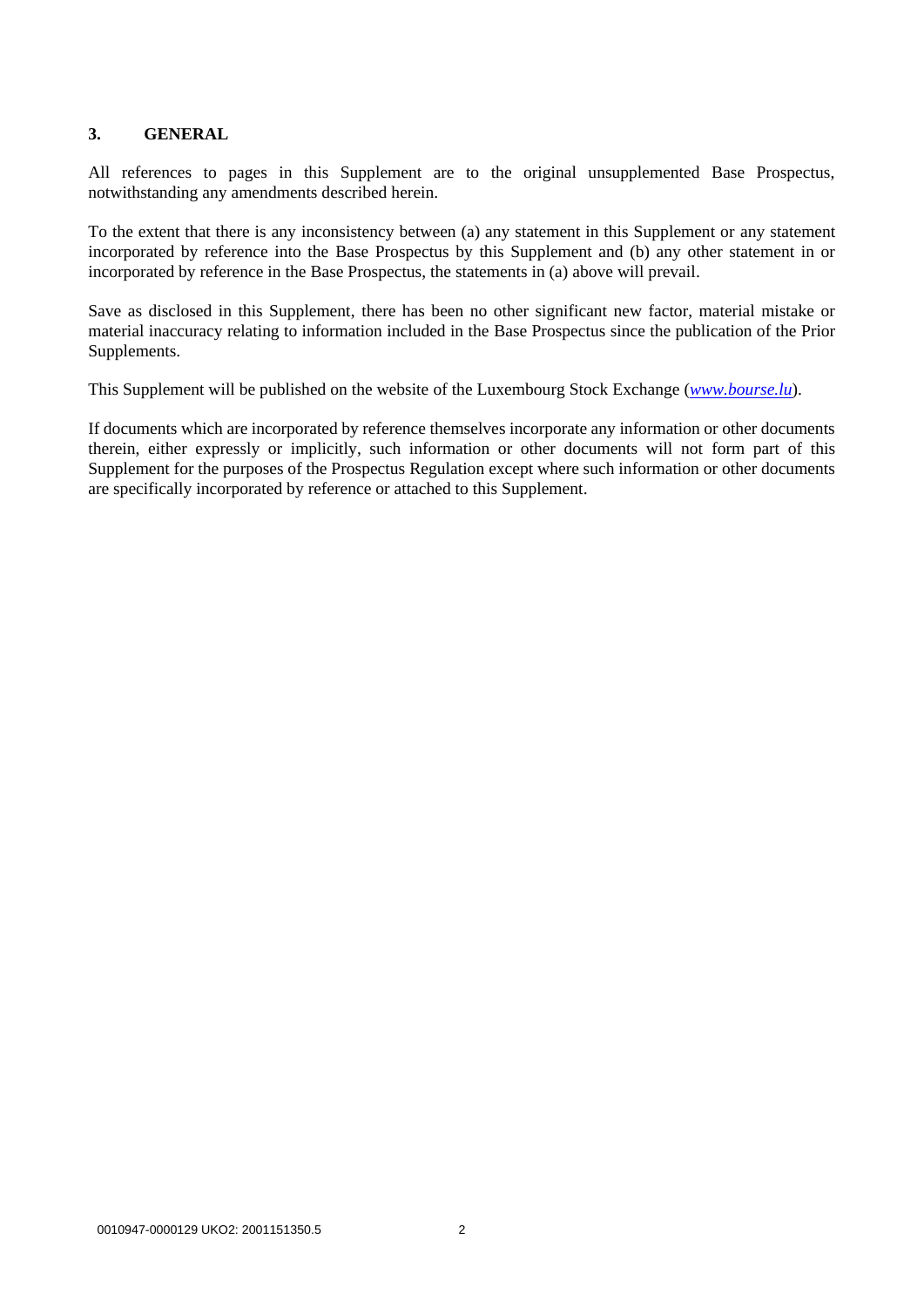## 3. GENERAL

All references to pages in this Supplement are to the original unsupplemented Base Prospectus, notwithstanding any amendments described herein.

To the extent that there is any inconsistency between (a) any statement in this Supplement or any statement incorporated by reference into the Base Prospectus by this Supplement and (b) any other statement in or incorporated by reference in the Base Prospectus, the statements in (a) above will prevail.

Save as disclosed in this Supplement, there has been no other significant new factor, material mistake or material inaccuracy relating to information included in the Base Prospectus since the publication of the Prior Supplements.

This Supplement will be published on the website of the Luxembourg Stock Exchange (*www.bourse.lu*).

If documents which are incorporated by reference themselves incorporate any information or other documents therein, either expressly or implicitly, such information or other documents will not form part of this Supplement for the purposes of the Prospectus Regulation except where such information or other documents are specifically incorporated by reference or attached to this Supplement.